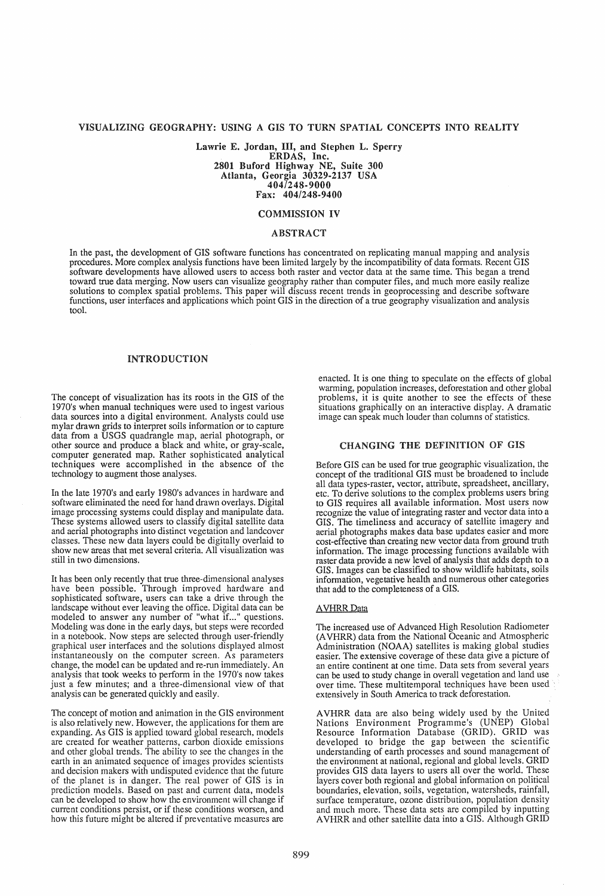# VISUALIZING GEOGRAPHY: USING A GIS TO TURN SPATIAL CONCEPTS INTO REALITY

**Lawrie E. Jordan, III, and Stephen L. Sperry**
**ERDAS, Inc.**
**2801 Buford Highway NE, Suite 300**
**Atlanta, Georgia 30329-2137 USA**
**404/248-9000**
**Fax: 404/248-9400**

COMMISSION IV

## ABSTRACT

In the past, the development of GIS software functions has concentrated on replicating manual mapping and analysis procedures. More complex analysis functions have been limited largely by the incompatibility of data formats. Recent GIS software developments have allowed users to access both raster and vector data at the same time. This began a trend toward true data merging. Now users can visualize geography rather than computer files, and much more easily realize solutions to complex spatial problems. This paper will discuss recent trends in geoprocessing and describe software functions, user interfaces and applications which point GIS in the direction of a true geography visualization and analysis tool.

## INTRODUCTION

The concept of visualization has its roots in the GIS of the 1970's when manual techniques were used to ingest various data sources into a digital environment. Analysts could use mylar drawn grids to interpret soils information or to capture data from a USGS quadrangle map, aerial photograph, or other source and produce a black and white, or gray-scale, computer generated map. Rather sophisticated analytical techniques were accomplished in the absence of the technology to augment those analyses.

In the late 1970's and early 1980's advances in hardware and software eliminated the need for hand drawn overlays. Digital image processing systems could display and manipulate data. These systems allowed users to classify digital satellite data and aerial photographs into distinct vegetation and landcover classes. These new data layers could be digitally overlaid to show new areas that met several criteria. All visualization was still in two dimensions.

It has been only recently that true three-dimensional analyses have been possible. Through improved hardware and sophisticated software, users can take a drive through the landscape without ever leaving the office. Digital data can be modeled to answer any number of "what if..." questions. Modeling was done in the early days, but steps were recorded in a notebook. Now steps are selected through user-friendly graphical user interfaces and the solutions displayed almost instantaneously on the computer screen. As parameters change, the model can be updated and re-run immediately. An analysis that took weeks to perform in the 1970's now takes just a few minutes; and a three-dimensional view of that analysis can be generated quickly and easily.

The concept of motion and animation in the GIS environment is also relatively new. However, the applications for them are expanding. As GIS is applied toward global research, models are created for weather patterns, carbon dioxide emissions and other global trends. The ability to see the changes in the earth in an animated sequence of images provides scientists and decision makers with undisputed evidence that the future of the planet is in danger. The real power of GIS is in prediction models. Based on past and current data, models can be developed to show how the environment will change if current conditions persist, or if these conditions worsen, and how this future might be altered if preventative measures are enacted. It is one thing to speculate on the effects of global warming, population increases, deforestation and other global problems, it is quite another to see the effects of these situations graphically on an interactive display. A dramatic image can speak much louder than columns of statistics.

## CHANGING THE DEFINITION OF GIS

Before GIS can be used for true geographic visualization, the concept of the traditional GIS must be broadened to include all data types-raster, vector, attribute, spreadsheet, ancillary, etc. To derive solutions to the complex problems users bring to GIS requires all available information. Most users now recognize the value of integrating raster and vector data into a GIS. The timeliness and accuracy of satellite imagery and aerial photographs makes data base updates easier and more cost-effective than creating new vector data from ground truth information. The image processing functions available with raster data provide a new level of analysis that adds depth to a GIS. Images can be classified to show wildlife habitats, soils information, vegetative health and numerous other categories that add to the completeness of a GIS.

### AVHRR Data

The increased use of Advanced High Resolution Radiometer (AVHRR) data from the National Oceanic and Atmospheric Administration (NOAA) satellites is making global studies easier. The extensive coverage of these data give a picture of an entire continent at one time. Data sets from several years can be used to study change in overall vegetation and land use over time. These multitemporal techniques have been used extensively in South America to track deforestation.

AVHRR data are also being widely used by the United Nations Environment Programme's (UNEP) Global Resource Information Database (GRID). GRID was developed to bridge the gap between the scientific understanding of earth processes and sound management of the environment at national, regional and global levels. GRID provides GIS data layers to users all over the world. These layers cover both regional and global information on political boundaries, elevation, soils, vegetation, watersheds, rainfall, surface temperature, ozone distribution, population density and much more. These data sets are compiled by inputting AVHRR and other satellite data into a GIS. Although GRID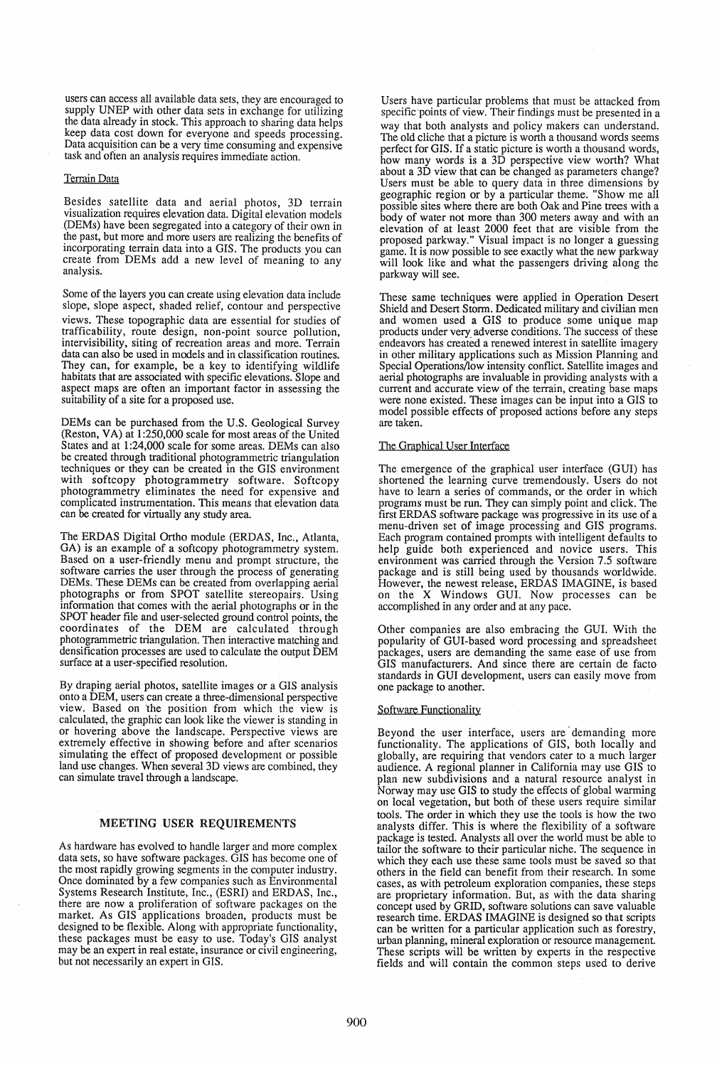users can access all available data sets, they are encouraged to supply UNEP with other data sets in exchange for utilizing the data already in stock. This approach to sharing data helps keep data cost down for everyone and speeds processing. Data acquisition can be a very time consuming and expensive task and often an analysis requires immediate action.

### Terrain Data

Besides satellite data and aerial photos, 3D terrain visualization requires elevation data. Digital elevation models (DEMs) have been segregated into a category of their own in the past, but more and more users are realizing the benefits of incorporating terrain data into a GIS. The products you can create from DEMs add a new level of meaning to any analysis.

Some of the layers you can create using elevation data include slope, slope aspect, shaded relief, contour and perspective views. These topographic data are essential for studies of trafficability, route design, non-point source pollution, intervisibility, siting of recreation areas and more. Terrain data can also be used in models and in classification routines. They can, for example, be a key to identifying wildlife habitats that are associated with specific elevations. Slope and aspect maps are often an important factor in assessing the suitability of a site for a proposed use.

DEMs can be purchased from the U.S. Geological Survey (Reston, VA) at 1:250,000 scale for most areas of the United States and at 1:24,000 scale for some areas. DEMs can also be created through traditional photogrammetric triangulation techniques or they can be created in the GIS environment with softcopy photogrammetry software. Softcopy photogrammetry eliminates the need for expensive and complicated instrumentation. This means that elevation data can be created for virtually any study area.

The ERDAS Digital Ortho module (ERDAS, Inc., Atlanta, GA) is an example of a softcopy photogrammetry system. Based on a user-friendly menu and prompt structure, the software carries the user through the process of generating DEMs. These DEMs can be created from overlapping aerial photographs or from SPOT satellite stereopairs. Using information that comes with the aerial photographs or in the SPOT header file and user-selected ground control points, the coordinates of the DEM are calculated through photogrammetric triangulation. Then interactive matching and densification processes are used to calculate the output DEM surface at a user-specified resolution.

By draping aerial photos, satellite images or a GIS analysis onto a DEM, users can create a three-dimensional perspective view. Based on the position from which the view is calculated, the graphic can look like the viewer is standing in or hovering above the landscape. Perspective views are extremely effective in showing before and after scenarios simulating the effect of proposed development or possible land use changes. When several 3D views are combined, they can simulate travel through a landscape.

## MEETING USER REQUIREMENTS

As hardware has evolved to handle larger and more complex data sets, so have software packages. GIS has become one of the most rapidly growing segments in the computer industry. Once dominated by a few companies such as Environmental Systems Research Institute, Inc., (ESRI) and ERDAS, Inc., there are now a proliferation of software packages on the market. As GIS applications broaden, products must be designed to be flexible. Along with appropriate functionality, these packages must be easy to use. Today's GIS analyst may be an expert in real estate, insurance or civil engineering, but not necessarily an expert in GIS.

Users have particular problems that must be attacked from specific points of view. Their findings must be presented in a way that both analysts and policy makers can understand. The old cliche that a picture is worth a thousand words seems perfect for GIS. If a static picture is worth a thousand words, how many words is a 3D perspective view worth? What about a 3D view that can be changed as parameters change? Users must be able to query data in three dimensions by geographic region or by a particular theme. "Show me all possible sites where there are both Oak and Pine trees with a body of water not more than 300 meters away and with an elevation of at least 2000 feet that are visible from the proposed parkway." Visual impact is no longer a guessing game. It is now possible to see exactly what the new parkway will look like and what the passengers driving along the parkway will see.

These same techniques were applied in Operation Desert Shield and Desert Storm. Dedicated military and civilian men and women used a GIS to produce some unique map products under very adverse conditions. The success of these endeavors has created a renewed interest in satellite imagery in other military applications such as Mission Planning and Special Operations/low intensity conflict. Satellite images and aerial photographs are invaluable in providing analysts with a current and accurate view of the terrain, creating base maps were none existed. These images can be input into a GIS to model possible effects of proposed actions before any steps are taken.

### The Graphical User Interface

The emergence of the graphical user interface (GUI) has shortened the learning curve tremendously. Users do not have to learn a series of commands, or the order in which programs must be run. They can simply point and click. The first ERDAS software package was progressive in its use of a menu-driven set of image processing and GIS programs. Each program contained prompts with intelligent defaults to help guide both experienced and novice users. This environment was carried through the Version 7.5 software package and is still being used by thousands worldwide. However, the newest release, ERDAS IMAGINE, is based on the X Windows GUI. Now processes can be accomplished in any order and at any pace.

Other companies are also embracing the GUI. With the popularity of GUI-based word processing and spreadsheet packages, users are demanding the same ease of use from GIS manufacturers. And since there are certain de facto standards in GUI development, users can easily move from one package to another.

### Software Functionality

Beyond the user interface, users are demanding more functionality. The applications of GIS, both locally and globally, are requiring that vendors cater to a much larger audience. A regional planner in California may use GIS to plan new subdivisions and a natural resource analyst in Norway may use GIS to study the effects of global warming on local vegetation, but both of these users require similar tools. The order in which they use the tools is how the two analysts differ. This is where the flexibility of a software package is tested. Analysts all over the world must be able to tailor the software to their particular niche. The sequence in which they each use these same tools must be saved so that others in the field can benefit from their research. In some cases, as with petroleum exploration companies, these steps are proprietary information. But, as with the data sharing concept used by GRID, software solutions can save valuable research time. ERDAS IMAGINE is designed so that scripts can be written for a particular application such as forestry, urban planning, mineral exploration or resource management. These scripts will be written by experts in the respective fields and will contain the common steps used to derive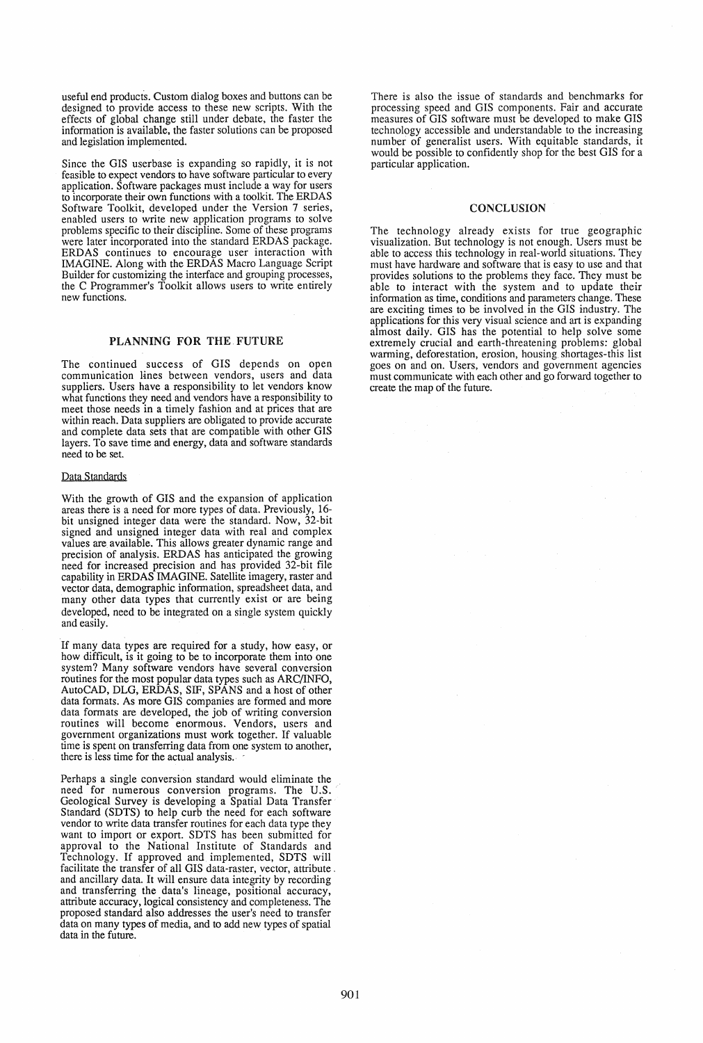useful end products. Custom dialog boxes and buttons can be designed to provide access to these new scripts. With the effects of global change still under debate, the faster the information is available, the faster solutions can be proposed and legislation implemented.

Since the GIS userbase is expanding so rapidly, it is not feasible to expect vendors to have software particular to every application. Software packages must include a way for users to incorporate their own functions with a toolkit. The ERDAS Software Toolkit, developed under the Version 7 series, enabled users to write new application programs to solve problems specific to their discipline. Some of these programs were later incorporated into the standard ERDAS package. ERDAS continues to encourage user interaction with IMAGINE. Along with the ERDAS Macro Language Script Builder for customizing the interface and grouping processes, the C Programmer's Toolkit allows users to write entirely new functions.

## PLANNING FOR THE FUTURE

The continued success of GIS depends on open communication lines between vendors, users and data suppliers. Users have a responsibility to let vendors know what functions they need and vendors have a responsibility to meet those needs in a timely fashion and at prices that are within reach. Data suppliers are obligated to provide accurate and complete data sets that are compatible with other GIS layers. To save time and energy, data and software standards need to be set.

### Data Standards

With the growth of GIS and the expansion of application areas there is a need for more types of data. Previously, 16-bit unsigned integer data were the standard. Now, 32-bit signed and unsigned integer data with real and complex values are available. This allows greater dynamic range and precision of analysis. ERDAS has anticipated the growing need for increased precision and has provided 32-bit file capability in ERDAS IMAGINE. Satellite imagery, raster and vector data, demographic information, spreadsheet data, and many other data types that currently exist or are being developed, need to be integrated on a single system quickly and easily.

If many data types are required for a study, how easy, or how difficult, is it going to be to incorporate them into one system? Many software vendors have several conversion routines for the most popular data types such as ARC/INFO, AutoCAD, DLG, ERDAS, SIF, SPANS and a host of other data formats. As more GIS companies are formed and more data formats are developed, the job of writing conversion routines will become enormous. Vendors, users and government organizations must work together. If valuable time is spent on transferring data from one system to another, there is less time for the actual analysis.

Perhaps a single conversion standard would eliminate the need for numerous conversion programs. The U.S. Geological Survey is developing a Spatial Data Transfer Standard (SDTS) to help curb the need for each software vendor to write data transfer routines for each data type they want to import or export. SDTS has been submitted for approval to the National Institute of Standards and Technology. If approved and implemented, SDTS will facilitate the transfer of all GIS data-raster, vector, attribute and ancillary data. It will ensure data integrity by recording and transferring the data's lineage, positional accuracy, attribute accuracy, logical consistency and completeness. The proposed standard also addresses the user's need to transfer data on many types of media, and to add new types of spatial data in the future.

There is also the issue of standards and benchmarks for processing speed and GIS components. Fair and accurate measures of GIS software must be developed to make GIS technology accessible and understandable to the increasing number of generalist users. With equitable standards, it would be possible to confidently shop for the best GIS for a particular application.

## CONCLUSION

The technology already exists for true geographic visualization. But technology is not enough. Users must be able to access this technology in real-world situations. They must have hardware and software that is easy to use and that provides solutions to the problems they face. They must be able to interact with the system and to update their information as time, conditions and parameters change. These are exciting times to be involved in the GIS industry. The applications for this very visual science and art is expanding almost daily. GIS has the potential to help solve some extremely crucial and earth-threatening problems: global warming, deforestation, erosion, housing shortages-this list goes on and on. Users, vendors and government agencies must communicate with each other and go forward together to create the map of the future.